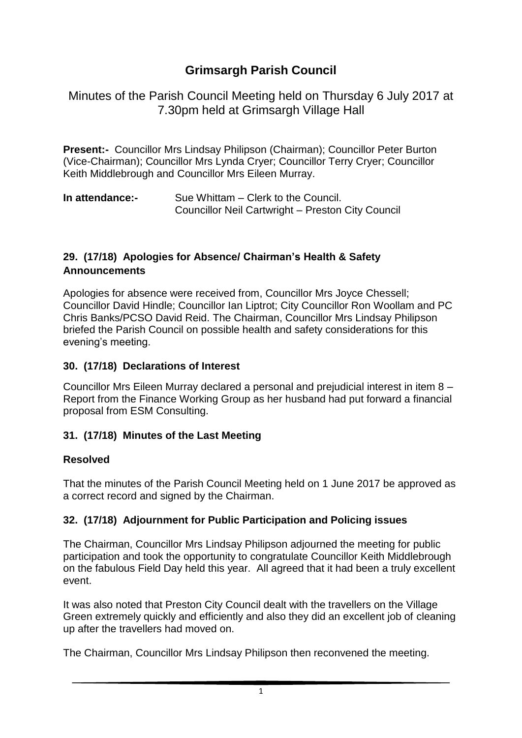# Grimsargh Parish Council

## Minutes of the Parish Council Meeting held on Thursday 6 July 2017 at 7.30pm held at Grimsargh Village Hall

**Present:-** Councillor Mrs Lindsay Philipson (Chairman); Councillor Peter Burton (Vice-Chairman); Councillor Mrs Lynda Cryer; Councillor Terry Cryer; Councillor Keith Middlebrough and Councillor Mrs Eileen Murray.

**In attendance:-** Sue Whittam – Clerk to the Council.
Councillor Neil Cartwright – Preston City Council

### 29. (17/18) Apologies for Absence/ Chairman's Health & Safety Announcements

Apologies for absence were received from, Councillor Mrs Joyce Chessell; Councillor David Hindle; Councillor Ian Liptrot; City Councillor Ron Woollam and PC Chris Banks/PCSO David Reid. The Chairman, Councillor Mrs Lindsay Philipson briefed the Parish Council on possible health and safety considerations for this evening's meeting.

### 30. (17/18) Declarations of Interest

Councillor Mrs Eileen Murray declared a personal and prejudicial interest in item 8 – Report from the Finance Working Group as her husband had put forward a financial proposal from ESM Consulting.

### 31. (17/18) Minutes of the Last Meeting

**Resolved**

That the minutes of the Parish Council Meeting held on 1 June 2017 be approved as a correct record and signed by the Chairman.

### 32. (17/18) Adjournment for Public Participation and Policing issues

The Chairman, Councillor Mrs Lindsay Philipson adjourned the meeting for public participation and took the opportunity to congratulate Councillor Keith Middlebrough on the fabulous Field Day held this year. All agreed that it had been a truly excellent event.

It was also noted that Preston City Council dealt with the travellers on the Village Green extremely quickly and efficiently and also they did an excellent job of cleaning up after the travellers had moved on.

The Chairman, Councillor Mrs Lindsay Philipson then reconvened the meeting.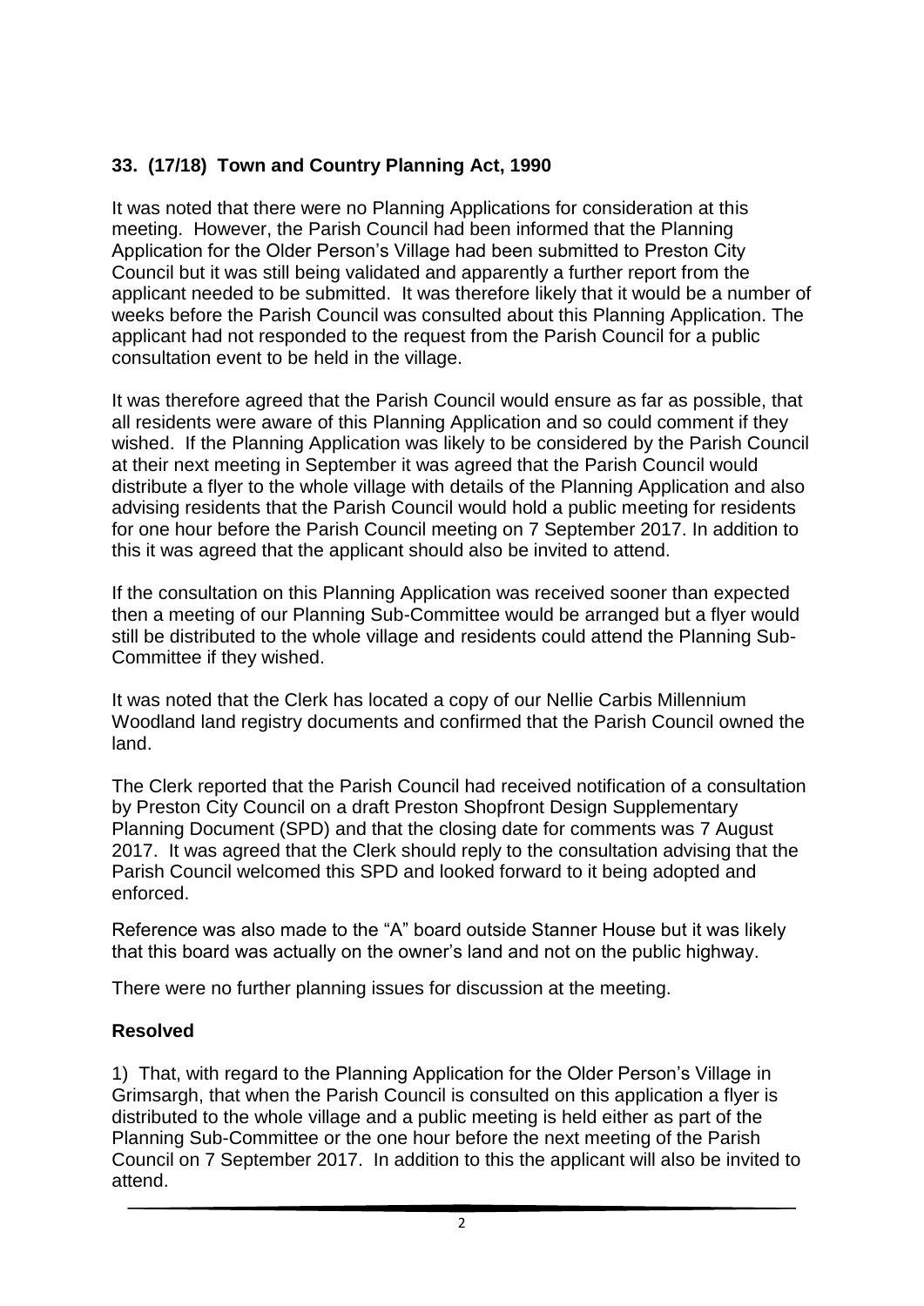## 33. (17/18) Town and Country Planning Act, 1990

It was noted that there were no Planning Applications for consideration at this meeting. However, the Parish Council had been informed that the Planning Application for the Older Person's Village had been submitted to Preston City Council but it was still being validated and apparently a further report from the applicant needed to be submitted. It was therefore likely that it would be a number of weeks before the Parish Council was consulted about this Planning Application. The applicant had not responded to the request from the Parish Council for a public consultation event to be held in the village.

It was therefore agreed that the Parish Council would ensure as far as possible, that all residents were aware of this Planning Application and so could comment if they wished. If the Planning Application was likely to be considered by the Parish Council at their next meeting in September it was agreed that the Parish Council would distribute a flyer to the whole village with details of the Planning Application and also advising residents that the Parish Council would hold a public meeting for residents for one hour before the Parish Council meeting on 7 September 2017. In addition to this it was agreed that the applicant should also be invited to attend.

If the consultation on this Planning Application was received sooner than expected then a meeting of our Planning Sub-Committee would be arranged but a flyer would still be distributed to the whole village and residents could attend the Planning Sub-Committee if they wished.

It was noted that the Clerk has located a copy of our Nellie Carbis Millennium Woodland land registry documents and confirmed that the Parish Council owned the land.

The Clerk reported that the Parish Council had received notification of a consultation by Preston City Council on a draft Preston Shopfront Design Supplementary Planning Document (SPD) and that the closing date for comments was 7 August 2017. It was agreed that the Clerk should reply to the consultation advising that the Parish Council welcomed this SPD and looked forward to it being adopted and enforced.

Reference was also made to the "A" board outside Stanner House but it was likely that this board was actually on the owner's land and not on the public highway.

There were no further planning issues for discussion at the meeting.

**Resolved**

1) That, with regard to the Planning Application for the Older Person's Village in Grimsargh, that when the Parish Council is consulted on this application a flyer is distributed to the whole village and a public meeting is held either as part of the Planning Sub-Committee or the one hour before the next meeting of the Parish Council on 7 September 2017. In addition to this the applicant will also be invited to attend.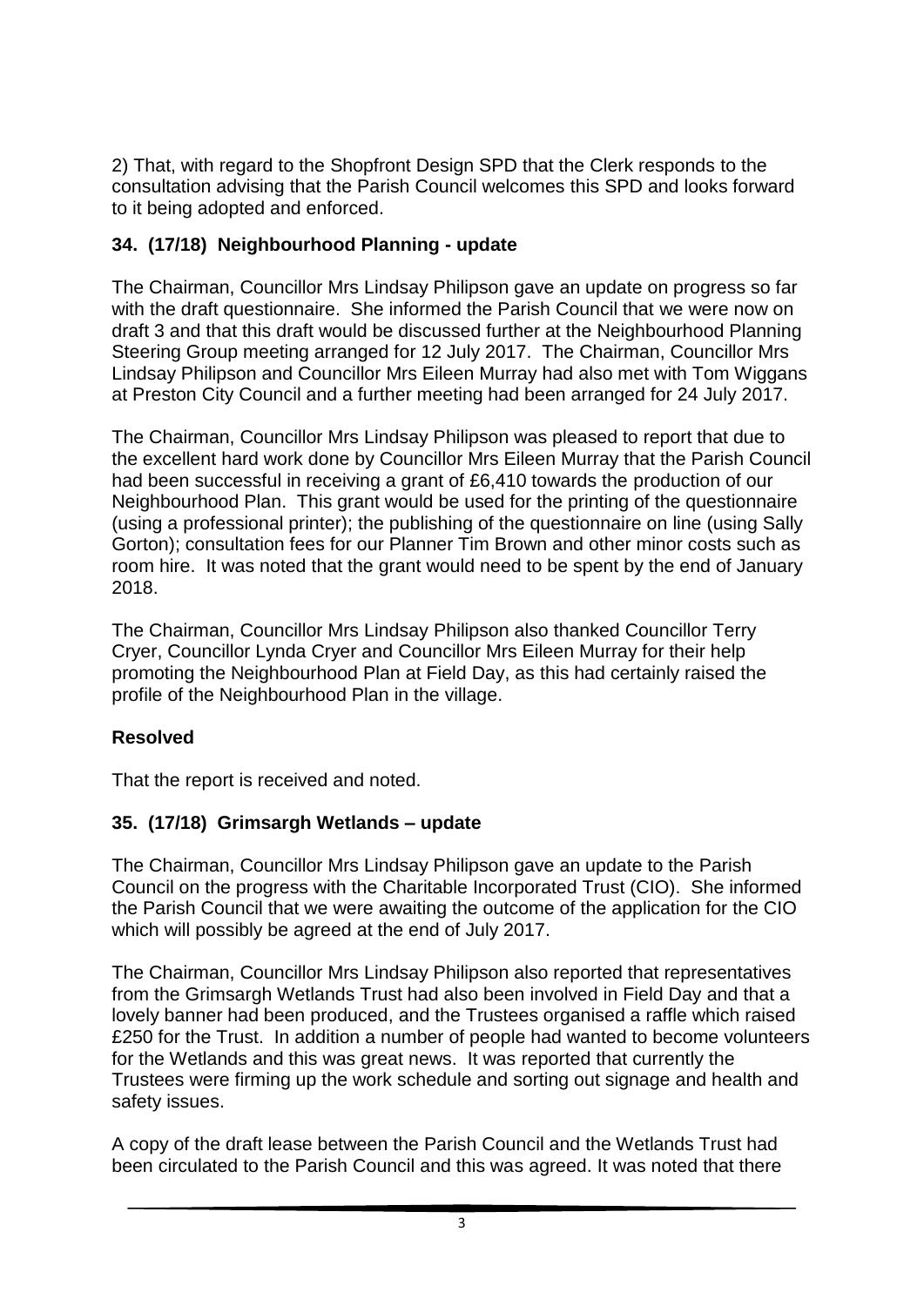2) That, with regard to the Shopfront Design SPD that the Clerk responds to the consultation advising that the Parish Council welcomes this SPD and looks forward to it being adopted and enforced.

### 34. (17/18) Neighbourhood Planning - update

The Chairman, Councillor Mrs Lindsay Philipson gave an update on progress so far with the draft questionnaire. She informed the Parish Council that we were now on draft 3 and that this draft would be discussed further at the Neighbourhood Planning Steering Group meeting arranged for 12 July 2017. The Chairman, Councillor Mrs Lindsay Philipson and Councillor Mrs Eileen Murray had also met with Tom Wiggans at Preston City Council and a further meeting had been arranged for 24 July 2017.

The Chairman, Councillor Mrs Lindsay Philipson was pleased to report that due to the excellent hard work done by Councillor Mrs Eileen Murray that the Parish Council had been successful in receiving a grant of £6,410 towards the production of our Neighbourhood Plan. This grant would be used for the printing of the questionnaire (using a professional printer); the publishing of the questionnaire on line (using Sally Gorton); consultation fees for our Planner Tim Brown and other minor costs such as room hire. It was noted that the grant would need to be spent by the end of January 2018.

The Chairman, Councillor Mrs Lindsay Philipson also thanked Councillor Terry Cryer, Councillor Lynda Cryer and Councillor Mrs Eileen Murray for their help promoting the Neighbourhood Plan at Field Day, as this had certainly raised the profile of the Neighbourhood Plan in the village.

**Resolved**

That the report is received and noted.

### 35. (17/18) Grimsargh Wetlands – update

The Chairman, Councillor Mrs Lindsay Philipson gave an update to the Parish Council on the progress with the Charitable Incorporated Trust (CIO). She informed the Parish Council that we were awaiting the outcome of the application for the CIO which will possibly be agreed at the end of July 2017.

The Chairman, Councillor Mrs Lindsay Philipson also reported that representatives from the Grimsargh Wetlands Trust had also been involved in Field Day and that a lovely banner had been produced, and the Trustees organised a raffle which raised £250 for the Trust. In addition a number of people had wanted to become volunteers for the Wetlands and this was great news. It was reported that currently the Trustees were firming up the work schedule and sorting out signage and health and safety issues.

A copy of the draft lease between the Parish Council and the Wetlands Trust had been circulated to the Parish Council and this was agreed. It was noted that there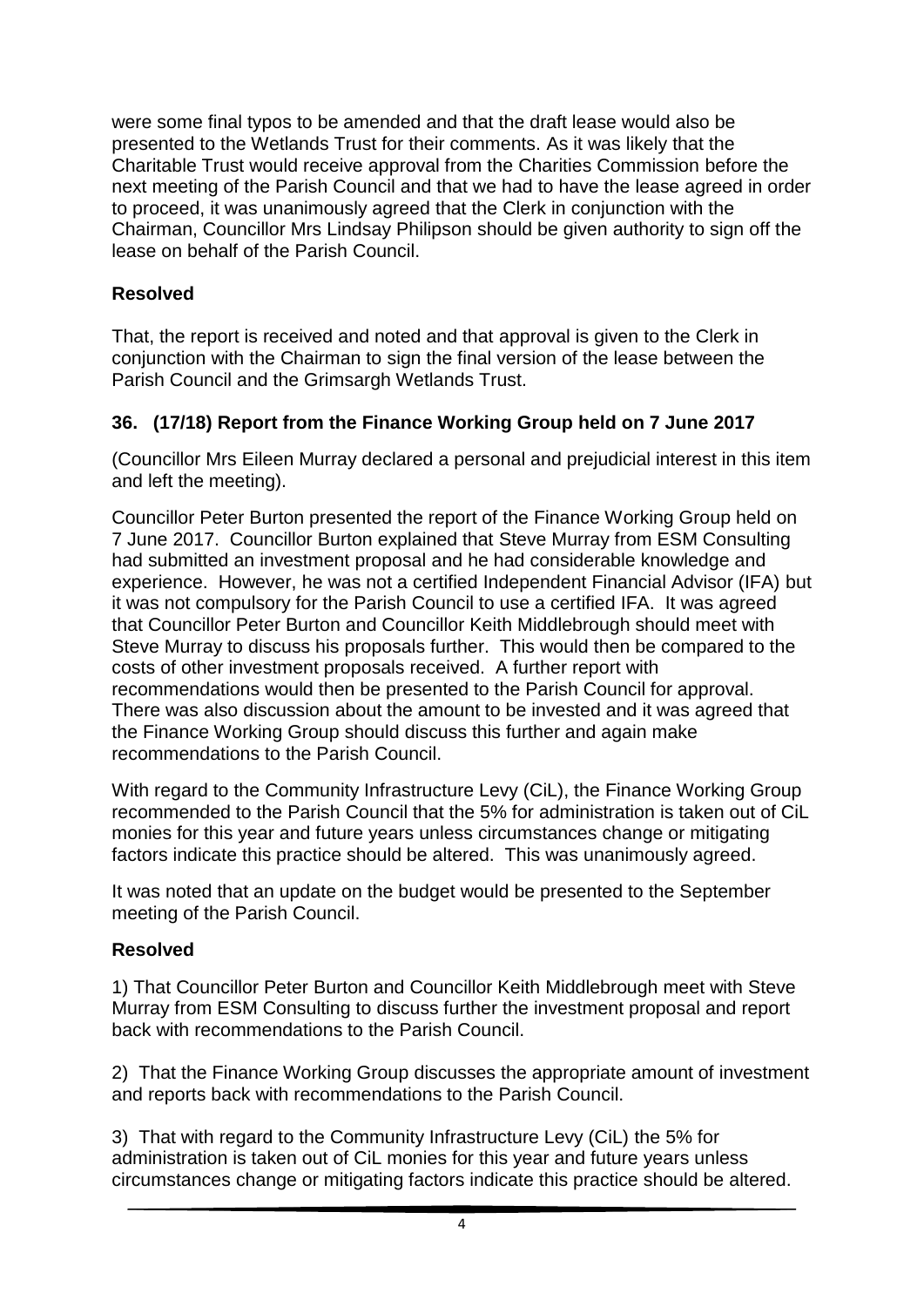were some final typos to be amended and that the draft lease would also be presented to the Wetlands Trust for their comments. As it was likely that the Charitable Trust would receive approval from the Charities Commission before the next meeting of the Parish Council and that we had to have the lease agreed in order to proceed, it was unanimously agreed that the Clerk in conjunction with the Chairman, Councillor Mrs Lindsay Philipson should be given authority to sign off the lease on behalf of the Parish Council.

**Resolved**

That, the report is received and noted and that approval is given to the Clerk in conjunction with the Chairman to sign the final version of the lease between the Parish Council and the Grimsargh Wetlands Trust.

### 36. (17/18) Report from the Finance Working Group held on 7 June 2017

(Councillor Mrs Eileen Murray declared a personal and prejudicial interest in this item and left the meeting).

Councillor Peter Burton presented the report of the Finance Working Group held on 7 June 2017. Councillor Burton explained that Steve Murray from ESM Consulting had submitted an investment proposal and he had considerable knowledge and experience. However, he was not a certified Independent Financial Advisor (IFA) but it was not compulsory for the Parish Council to use a certified IFA. It was agreed that Councillor Peter Burton and Councillor Keith Middlebrough should meet with Steve Murray to discuss his proposals further. This would then be compared to the costs of other investment proposals received. A further report with recommendations would then be presented to the Parish Council for approval. There was also discussion about the amount to be invested and it was agreed that the Finance Working Group should discuss this further and again make recommendations to the Parish Council.

With regard to the Community Infrastructure Levy (CiL), the Finance Working Group recommended to the Parish Council that the 5% for administration is taken out of CiL monies for this year and future years unless circumstances change or mitigating factors indicate this practice should be altered. This was unanimously agreed.

It was noted that an update on the budget would be presented to the September meeting of the Parish Council.

**Resolved**

1) That Councillor Peter Burton and Councillor Keith Middlebrough meet with Steve Murray from ESM Consulting to discuss further the investment proposal and report back with recommendations to the Parish Council.

2) That the Finance Working Group discusses the appropriate amount of investment and reports back with recommendations to the Parish Council.

3) That with regard to the Community Infrastructure Levy (CiL) the 5% for administration is taken out of CiL monies for this year and future years unless circumstances change or mitigating factors indicate this practice should be altered.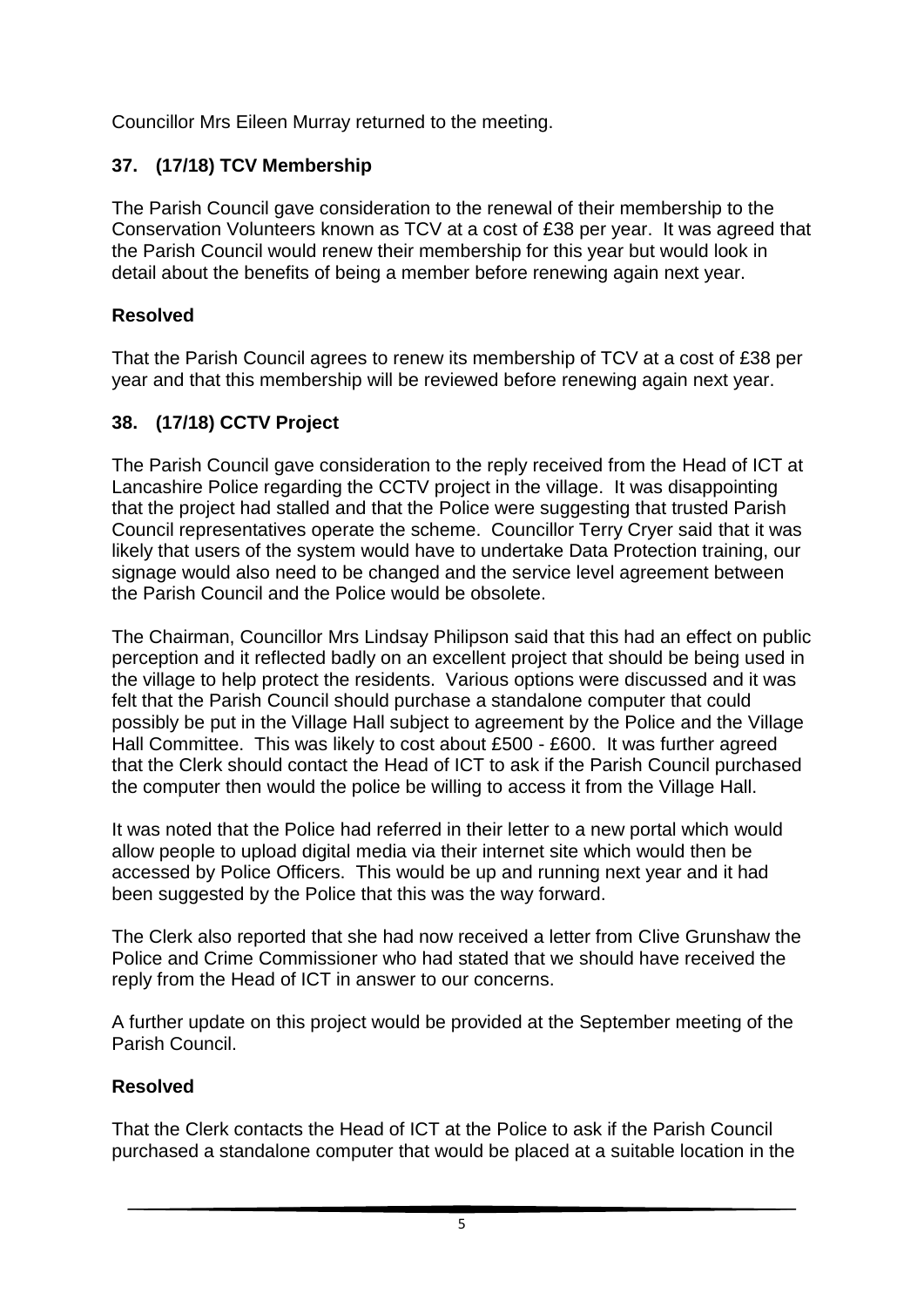Councillor Mrs Eileen Murray returned to the meeting.

## 37. (17/18) TCV Membership

The Parish Council gave consideration to the renewal of their membership to the Conservation Volunteers known as TCV at a cost of £38 per year. It was agreed that the Parish Council would renew their membership for this year but would look in detail about the benefits of being a member before renewing again next year.

**Resolved**

That the Parish Council agrees to renew its membership of TCV at a cost of £38 per year and that this membership will be reviewed before renewing again next year.

## 38. (17/18) CCTV Project

The Parish Council gave consideration to the reply received from the Head of ICT at Lancashire Police regarding the CCTV project in the village. It was disappointing that the project had stalled and that the Police were suggesting that trusted Parish Council representatives operate the scheme. Councillor Terry Cryer said that it was likely that users of the system would have to undertake Data Protection training, our signage would also need to be changed and the service level agreement between the Parish Council and the Police would be obsolete.

The Chairman, Councillor Mrs Lindsay Philipson said that this had an effect on public perception and it reflected badly on an excellent project that should be being used in the village to help protect the residents. Various options were discussed and it was felt that the Parish Council should purchase a standalone computer that could possibly be put in the Village Hall subject to agreement by the Police and the Village Hall Committee. This was likely to cost about £500 - £600. It was further agreed that the Clerk should contact the Head of ICT to ask if the Parish Council purchased the computer then would the police be willing to access it from the Village Hall.

It was noted that the Police had referred in their letter to a new portal which would allow people to upload digital media via their internet site which would then be accessed by Police Officers. This would be up and running next year and it had been suggested by the Police that this was the way forward.

The Clerk also reported that she had now received a letter from Clive Grunshaw the Police and Crime Commissioner who had stated that we should have received the reply from the Head of ICT in answer to our concerns.

A further update on this project would be provided at the September meeting of the Parish Council.

**Resolved**

That the Clerk contacts the Head of ICT at the Police to ask if the Parish Council purchased a standalone computer that would be placed at a suitable location in the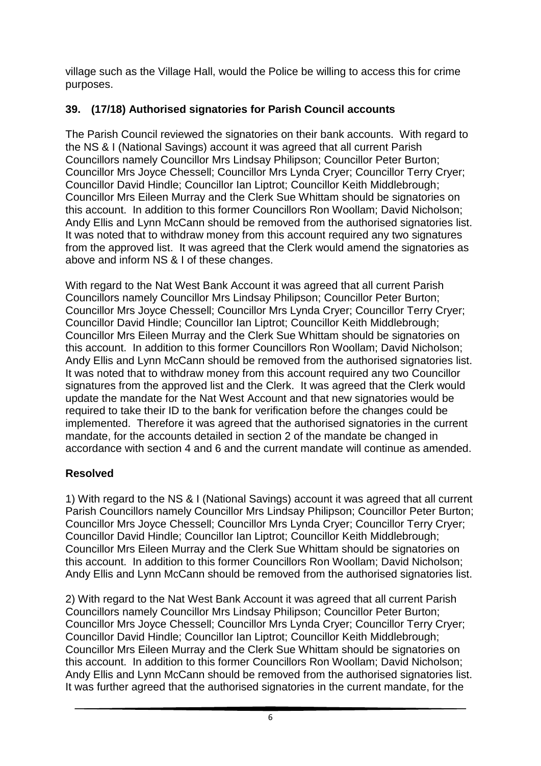village such as the Village Hall, would the Police be willing to access this for crime purposes.

### 39. (17/18) Authorised signatories for Parish Council accounts

The Parish Council reviewed the signatories on their bank accounts. With regard to the NS & I (National Savings) account it was agreed that all current Parish Councillors namely Councillor Mrs Lindsay Philipson; Councillor Peter Burton; Councillor Mrs Joyce Chessell; Councillor Mrs Lynda Cryer; Councillor Terry Cryer; Councillor David Hindle; Councillor Ian Liptrot; Councillor Keith Middlebrough; Councillor Mrs Eileen Murray and the Clerk Sue Whittam should be signatories on this account. In addition to this former Councillors Ron Woollam; David Nicholson; Andy Ellis and Lynn McCann should be removed from the authorised signatories list. It was noted that to withdraw money from this account required any two signatures from the approved list. It was agreed that the Clerk would amend the signatories as above and inform NS & I of these changes.

With regard to the Nat West Bank Account it was agreed that all current Parish Councillors namely Councillor Mrs Lindsay Philipson; Councillor Peter Burton; Councillor Mrs Joyce Chessell; Councillor Mrs Lynda Cryer; Councillor Terry Cryer; Councillor David Hindle; Councillor Ian Liptrot; Councillor Keith Middlebrough; Councillor Mrs Eileen Murray and the Clerk Sue Whittam should be signatories on this account. In addition to this former Councillors Ron Woollam; David Nicholson; Andy Ellis and Lynn McCann should be removed from the authorised signatories list. It was noted that to withdraw money from this account required any two Councillor signatures from the approved list and the Clerk. It was agreed that the Clerk would update the mandate for the Nat West Account and that new signatories would be required to take their ID to the bank for verification before the changes could be implemented. Therefore it was agreed that the authorised signatories in the current mandate, for the accounts detailed in section 2 of the mandate be changed in accordance with section 4 and 6 and the current mandate will continue as amended.

**Resolved**

1) With regard to the NS & I (National Savings) account it was agreed that all current Parish Councillors namely Councillor Mrs Lindsay Philipson; Councillor Peter Burton; Councillor Mrs Joyce Chessell; Councillor Mrs Lynda Cryer; Councillor Terry Cryer; Councillor David Hindle; Councillor Ian Liptrot; Councillor Keith Middlebrough; Councillor Mrs Eileen Murray and the Clerk Sue Whittam should be signatories on this account. In addition to this former Councillors Ron Woollam; David Nicholson; Andy Ellis and Lynn McCann should be removed from the authorised signatories list.

2) With regard to the Nat West Bank Account it was agreed that all current Parish Councillors namely Councillor Mrs Lindsay Philipson; Councillor Peter Burton; Councillor Mrs Joyce Chessell; Councillor Mrs Lynda Cryer; Councillor Terry Cryer; Councillor David Hindle; Councillor Ian Liptrot; Councillor Keith Middlebrough; Councillor Mrs Eileen Murray and the Clerk Sue Whittam should be signatories on this account. In addition to this former Councillors Ron Woollam; David Nicholson; Andy Ellis and Lynn McCann should be removed from the authorised signatories list. It was further agreed that the authorised signatories in the current mandate, for the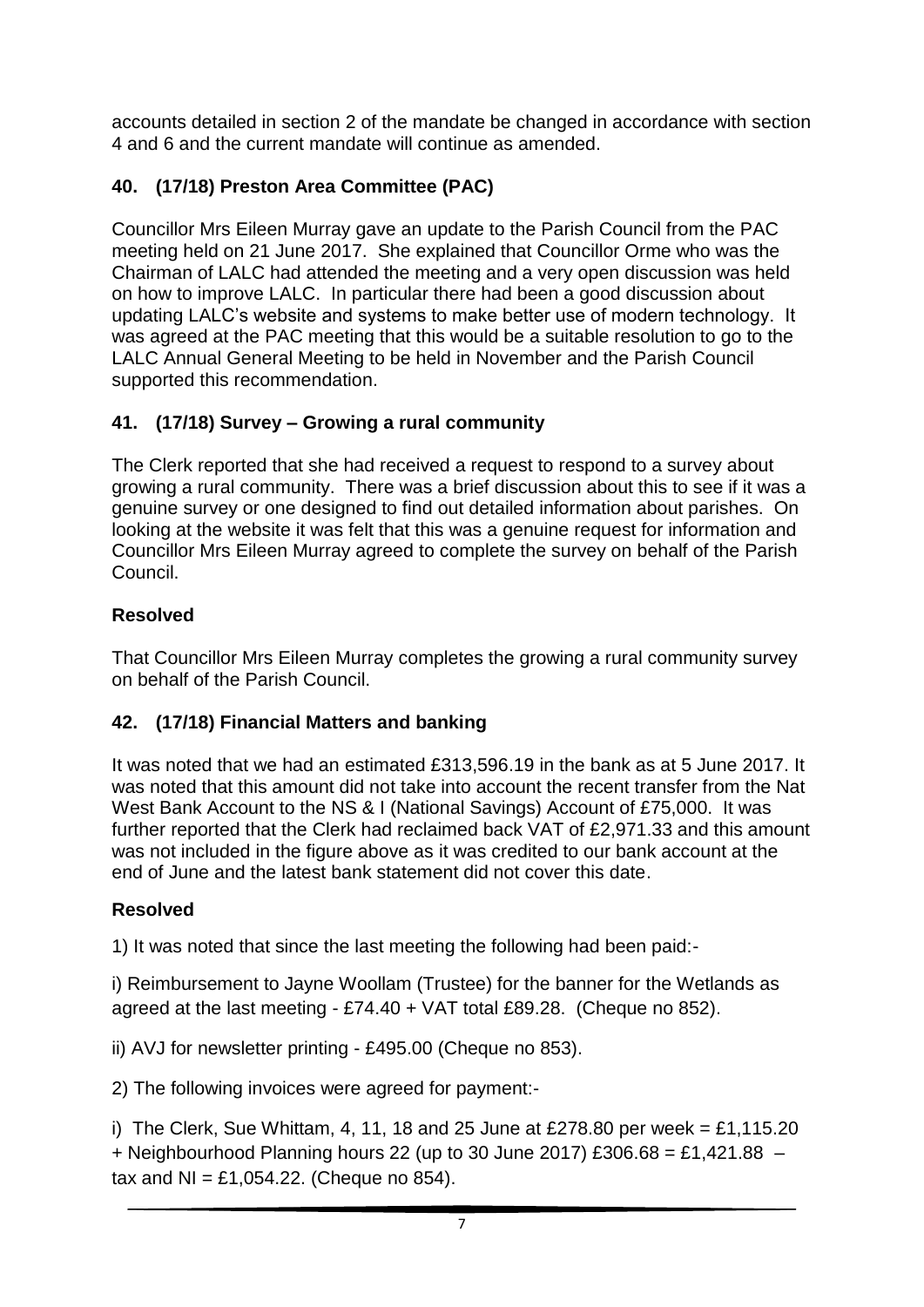accounts detailed in section 2 of the mandate be changed in accordance with section 4 and 6 and the current mandate will continue as amended.

## 40. (17/18) Preston Area Committee (PAC)

Councillor Mrs Eileen Murray gave an update to the Parish Council from the PAC meeting held on 21 June 2017. She explained that Councillor Orme who was the Chairman of LALC had attended the meeting and a very open discussion was held on how to improve LALC. In particular there had been a good discussion about updating LALC's website and systems to make better use of modern technology. It was agreed at the PAC meeting that this would be a suitable resolution to go to the LALC Annual General Meeting to be held in November and the Parish Council supported this recommendation.

## 41. (17/18) Survey – Growing a rural community

The Clerk reported that she had received a request to respond to a survey about growing a rural community. There was a brief discussion about this to see if it was a genuine survey or one designed to find out detailed information about parishes. On looking at the website it was felt that this was a genuine request for information and Councillor Mrs Eileen Murray agreed to complete the survey on behalf of the Parish Council.

### Resolved

That Councillor Mrs Eileen Murray completes the growing a rural community survey on behalf of the Parish Council.

## 42. (17/18) Financial Matters and banking

It was noted that we had an estimated £313,596.19 in the bank as at 5 June 2017. It was noted that this amount did not take into account the recent transfer from the Nat West Bank Account to the NS & I (National Savings) Account of £75,000. It was further reported that the Clerk had reclaimed back VAT of £2,971.33 and this amount was not included in the figure above as it was credited to our bank account at the end of June and the latest bank statement did not cover this date.

### Resolved

1) It was noted that since the last meeting the following had been paid:-

i) Reimbursement to Jayne Woollam (Trustee) for the banner for the Wetlands as agreed at the last meeting - £74.40 + VAT total £89.28. (Cheque no 852).

ii) AVJ for newsletter printing - £495.00 (Cheque no 853).

2) The following invoices were agreed for payment:-

i) The Clerk, Sue Whittam, 4, 11, 18 and 25 June at £278.80 per week = £1,115.20 + Neighbourhood Planning hours 22 (up to 30 June 2017) £306.68 = £1,421.88 – tax and NI = £1,054.22. (Cheque no 854).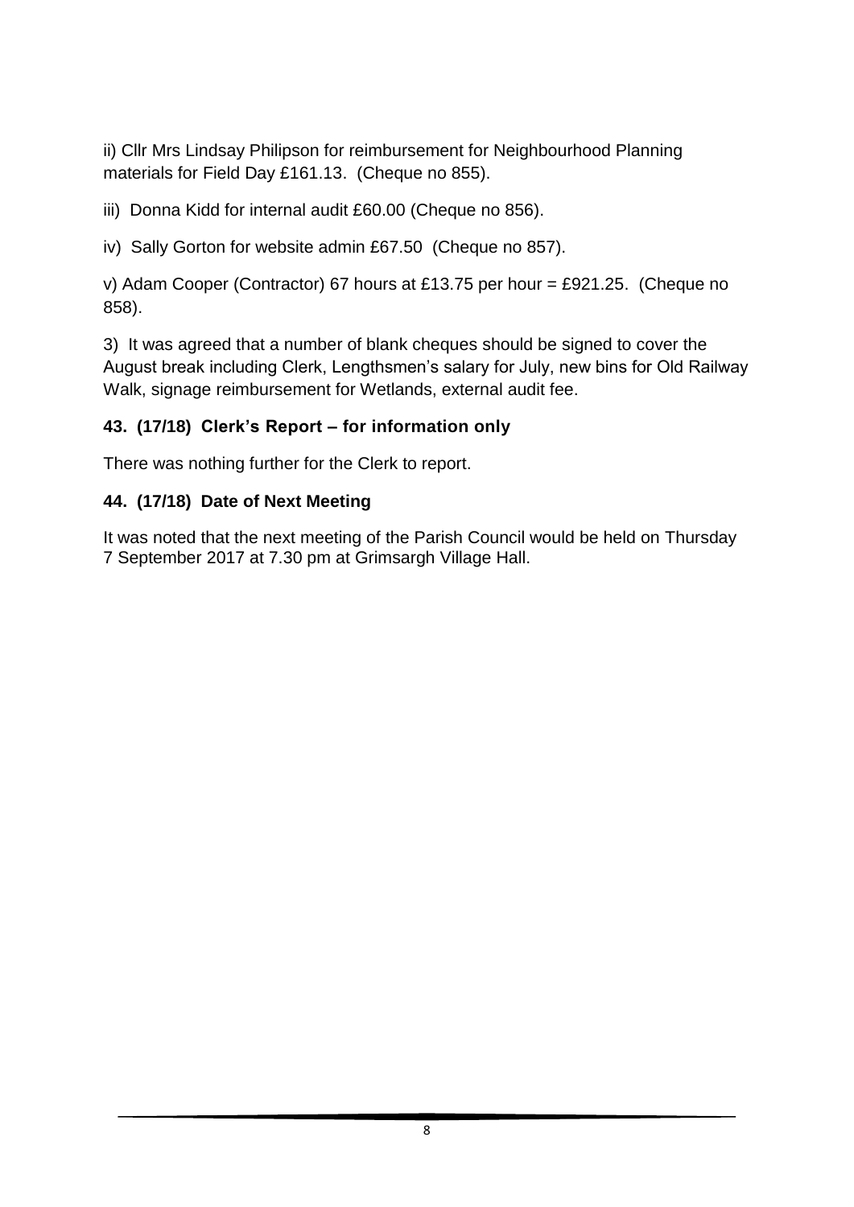ii) Cllr Mrs Lindsay Philipson for reimbursement for Neighbourhood Planning materials for Field Day £161.13. (Cheque no 855).

iii) Donna Kidd for internal audit £60.00 (Cheque no 856).

iv) Sally Gorton for website admin £67.50 (Cheque no 857).

v) Adam Cooper (Contractor) 67 hours at £13.75 per hour = £921.25. (Cheque no 858).

3) It was agreed that a number of blank cheques should be signed to cover the August break including Clerk, Lengthsmen's salary for July, new bins for Old Railway Walk, signage reimbursement for Wetlands, external audit fee.

### 43. (17/18) Clerk's Report – for information only

There was nothing further for the Clerk to report.

### 44. (17/18) Date of Next Meeting

It was noted that the next meeting of the Parish Council would be held on Thursday 7 September 2017 at 7.30 pm at Grimsargh Village Hall.